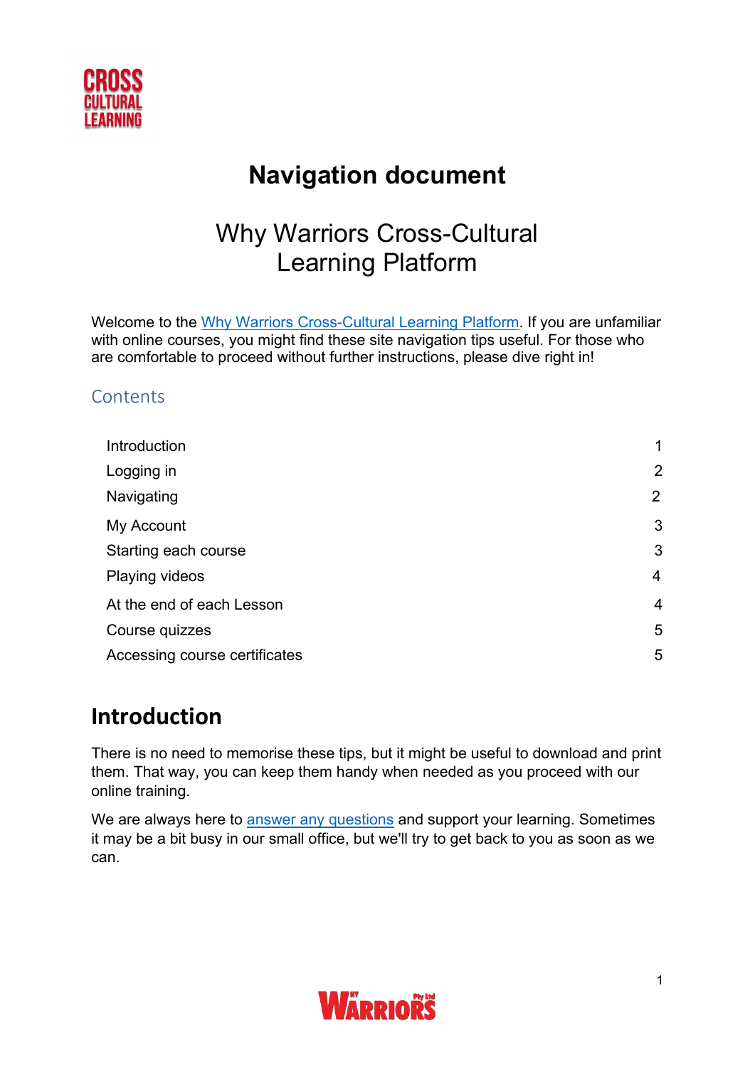# Navigation document

## Why Warriors Cross-Cultural Learning Platform

Welcome to the Why Warriors Cross-Cultural Learning Platform. If you are unfamiliar with online courses, you might find these site navigation tips useful. For those who are comfortable to proceed without further instructions, please dive right in!

## Contents

| | |
|---|---|
| Introduction | 1 |
| Logging in | 2 |
| Navigating | 2 |
| My Account | 3 |
| Starting each course | 3 |
| Playing videos | 4 |
| At the end of each Lesson | 4 |
| Course quizzes | 5 |
| Accessing course certificates | 5 |

## Introduction

There is no need to memorise these tips, but it might be useful to download and print them. That way, you can keep them handy when needed as you proceed with our online training.

We are always here to answer any questions and support your learning. Sometimes it may be a bit busy in our small office, but we'll try to get back to you as soon as we can.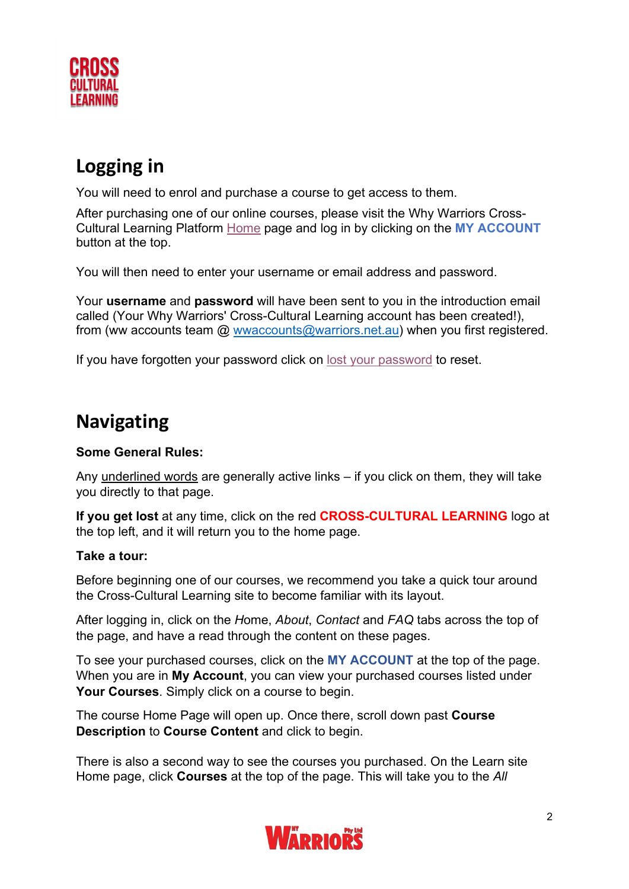## Logging in

You will need to enrol and purchase a course to get access to them.

After purchasing one of our online courses, please visit the Why Warriors Cross-Cultural Learning Platform Home page and log in by clicking on the **MY ACCOUNT** button at the top.

You will then need to enter your username or email address and password.

Your **username** and **password** will have been sent to you in the introduction email called (Your Why Warriors' Cross-Cultural Learning account has been created!), from (ww accounts team @ wwaccounts@warriors.net.au) when you first registered.

If you have forgotten your password click on lost your password to reset.

## Navigating

**Some General Rules:**

Any underlined words are generally active links – if you click on them, they will take you directly to that page.

**If you get lost** at any time, click on the red **CROSS-CULTURAL LEARNING** logo at the top left, and it will return you to the home page.

**Take a tour:**

Before beginning one of our courses, we recommend you take a quick tour around the Cross-Cultural Learning site to become familiar with its layout.

After logging in, click on the *H*ome, *About*, *Contact* and *FAQ* tabs across the top of the page, and have a read through the content on these pages.

To see your purchased courses, click on the **MY ACCOUNT** at the top of the page. When you are in **My Account**, you can view your purchased courses listed under **Your Courses**. Simply click on a course to begin.

The course Home Page will open up. Once there, scroll down past **Course Description** to **Course Content** and click to begin.

There is also a second way to see the courses you purchased. On the Learn site Home page, click **Courses** at the top of the page. This will take you to the *All*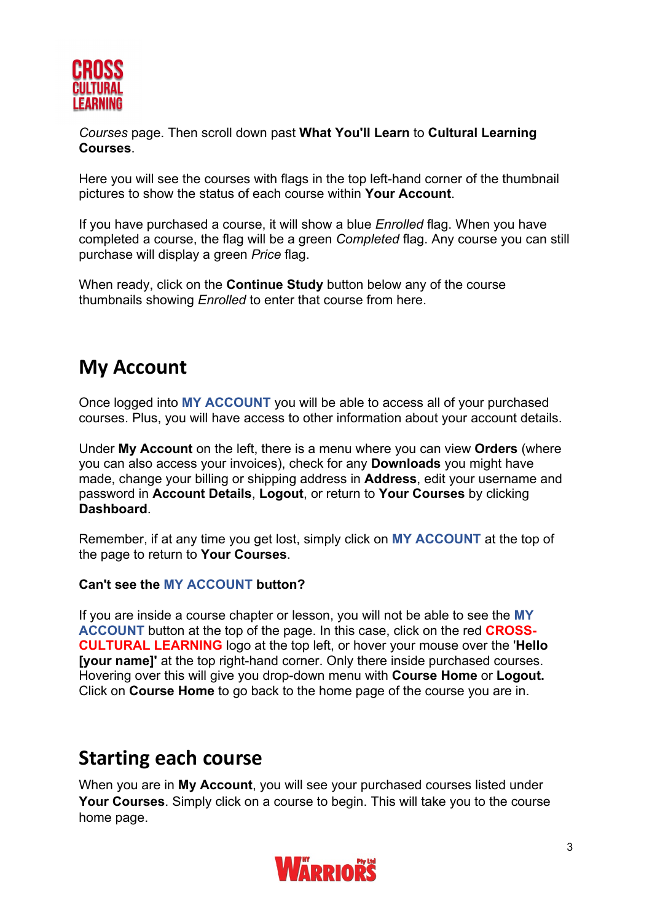*Courses* page. Then scroll down past **What You'll Learn** to **Cultural Learning Courses**.

Here you will see the courses with flags in the top left-hand corner of the thumbnail pictures to show the status of each course within **Your Account**.

If you have purchased a course, it will show a blue *Enrolled* flag. When you have completed a course, the flag will be a green *Completed* flag. Any course you can still purchase will display a green *Price* flag.

When ready, click on the **Continue Study** button below any of the course thumbnails showing *Enrolled* to enter that course from here.

## My Account

Once logged into **MY ACCOUNT** you will be able to access all of your purchased courses. Plus, you will have access to other information about your account details.

Under **My Account** on the left, there is a menu where you can view **Orders** (where you can also access your invoices), check for any **Downloads** you might have made, change your billing or shipping address in **Address**, edit your username and password in **Account Details**, **Logout**, or return to **Your Courses** by clicking **Dashboard**.

Remember, if at any time you get lost, simply click on **MY ACCOUNT** at the top of the page to return to **Your Courses**.

**Can't see the MY ACCOUNT button?**

If you are inside a course chapter or lesson, you will not be able to see the **MY ACCOUNT** button at the top of the page. In this case, click on the red **CROSS-CULTURAL LEARNING** logo at the top left, or hover your mouse over the '**Hello [your name]'** at the top right-hand corner. Only there inside purchased courses. Hovering over this will give you drop-down menu with **Course Home** or **Logout.** Click on **Course Home** to go back to the home page of the course you are in.

## Starting each course

When you are in **My Account**, you will see your purchased courses listed under **Your Courses**. Simply click on a course to begin. This will take you to the course home page.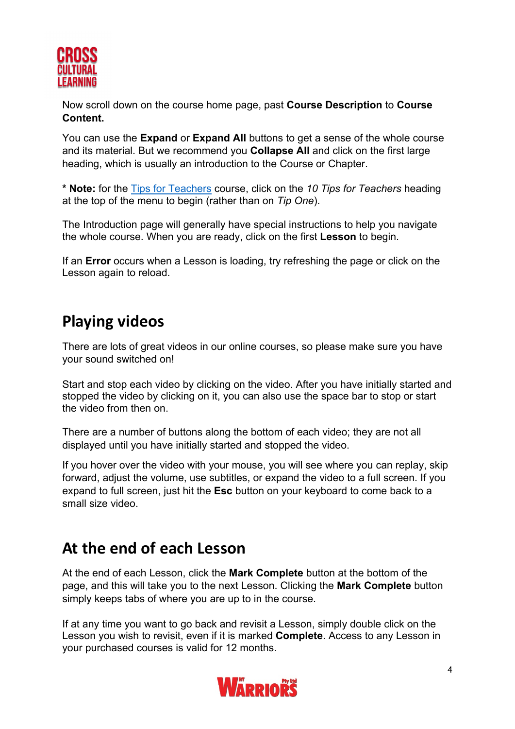Now scroll down on the course home page, past **Course Description** to **Course Content.**

You can use the **Expand** or **Expand All** buttons to get a sense of the whole course and its material. But we recommend you **Collapse All** and click on the first large heading, which is usually an introduction to the Course or Chapter.

* **Note:** for the [Tips for Teachers]() course, click on the *10 Tips for Teachers* heading at the top of the menu to begin (rather than on *Tip One*).

The Introduction page will generally have special instructions to help you navigate the whole course. When you are ready, click on the first **Lesson** to begin.

If an **Error** occurs when a Lesson is loading, try refreshing the page or click on the Lesson again to reload.

## Playing videos

There are lots of great videos in our online courses, so please make sure you have your sound switched on!

Start and stop each video by clicking on the video. After you have initially started and stopped the video by clicking on it, you can also use the space bar to stop or start the video from then on.

There are a number of buttons along the bottom of each video; they are not all displayed until you have initially started and stopped the video.

If you hover over the video with your mouse, you will see where you can replay, skip forward, adjust the volume, use subtitles, or expand the video to a full screen. If you expand to full screen, just hit the **Esc** button on your keyboard to come back to a small size video.

## At the end of each Lesson

At the end of each Lesson, click the **Mark Complete** button at the bottom of the page, and this will take you to the next Lesson. Clicking the **Mark Complete** button simply keeps tabs of where you are up to in the course.

If at any time you want to go back and revisit a Lesson, simply double click on the Lesson you wish to revisit, even if it is marked **Complete**. Access to any Lesson in your purchased courses is valid for 12 months.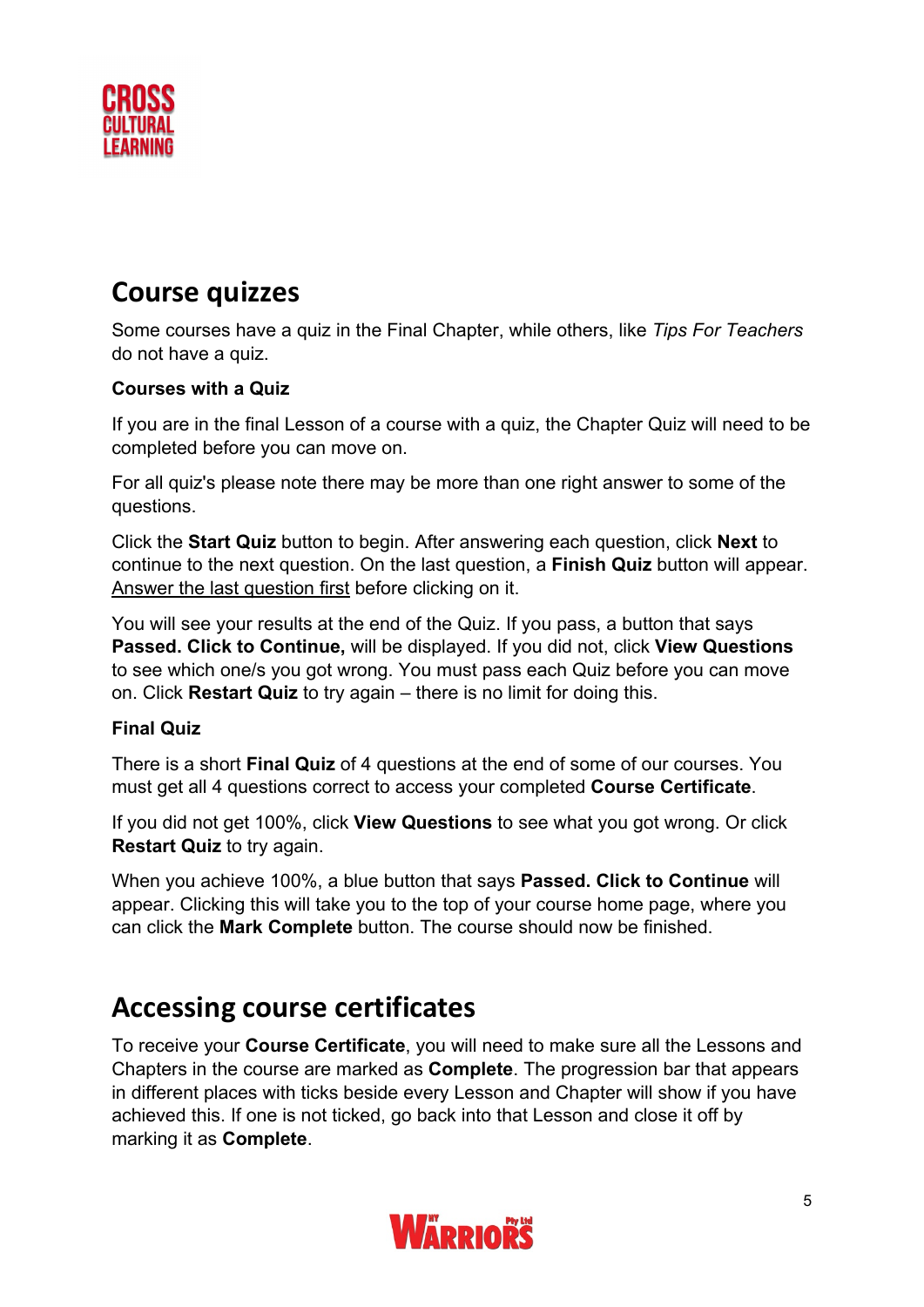## Course quizzes

Some courses have a quiz in the Final Chapter, while others, like *Tips For Teachers* do not have a quiz.

**Courses with a Quiz**

If you are in the final Lesson of a course with a quiz, the Chapter Quiz will need to be completed before you can move on.

For all quiz's please note there may be more than one right answer to some of the questions.

Click the **Start Quiz** button to begin. After answering each question, click **Next** to continue to the next question. On the last question, a **Finish Quiz** button will appear. <u>Answer the last question first</u> before clicking on it.

You will see your results at the end of the Quiz. If you pass, a button that says **Passed. Click to Continue,** will be displayed. If you did not, click **View Questions** to see which one/s you got wrong. You must pass each Quiz before you can move on. Click **Restart Quiz** to try again – there is no limit for doing this.

**Final Quiz**

There is a short **Final Quiz** of 4 questions at the end of some of our courses. You must get all 4 questions correct to access your completed **Course Certificate**.

If you did not get 100%, click **View Questions** to see what you got wrong. Or click **Restart Quiz** to try again.

When you achieve 100%, a blue button that says **Passed. Click to Continue** will appear. Clicking this will take you to the top of your course home page, where you can click the **Mark Complete** button. The course should now be finished.

## Accessing course certificates

To receive your **Course Certificate**, you will need to make sure all the Lessons and Chapters in the course are marked as **Complete**. The progression bar that appears in different places with ticks beside every Lesson and Chapter will show if you have achieved this. If one is not ticked, go back into that Lesson and close it off by marking it as **Complete**.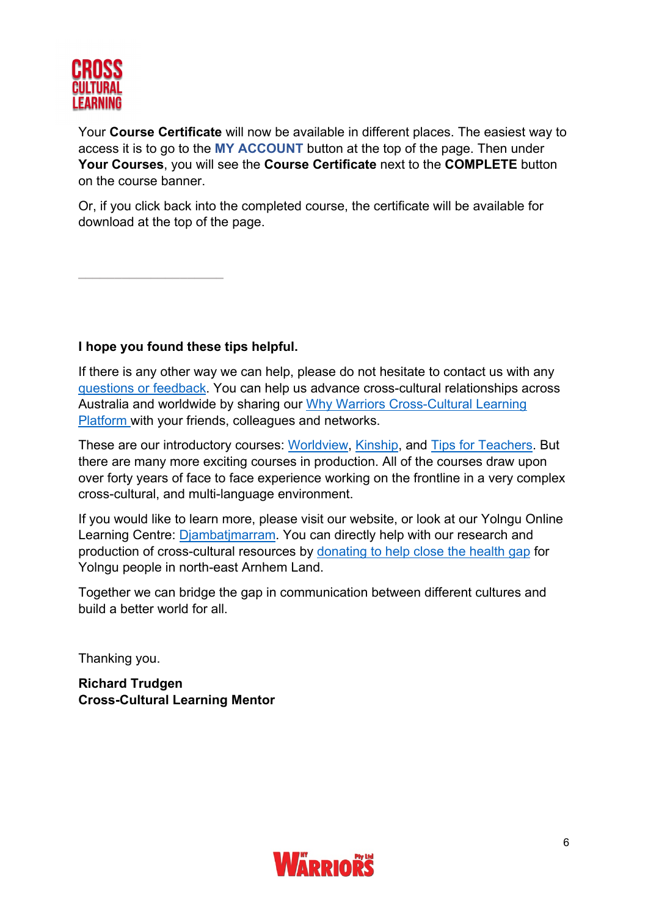Your **Course Certificate** will now be available in different places. The easiest way to access it is to go to the **MY ACCOUNT** button at the top of the page. Then under **Your Courses**, you will see the **Course Certificate** next to the **COMPLETE** button on the course banner.

Or, if you click back into the completed course, the certificate will be available for download at the top of the page.

---

**I hope you found these tips helpful.**

If there is any other way we can help, please do not hesitate to contact us with any questions or feedback. You can help us advance cross-cultural relationships across Australia and worldwide by sharing our Why Warriors Cross-Cultural Learning Platform with your friends, colleagues and networks.

These are our introductory courses: Worldview, Kinship, and Tips for Teachers. But there are many more exciting courses in production. All of the courses draw upon over forty years of face to face experience working on the frontline in a very complex cross-cultural, and multi-language environment.

If you would like to learn more, please visit our website, or look at our Yolngu Online Learning Centre: Djambatjmarram. You can directly help with our research and production of cross-cultural resources by donating to help close the health gap for Yolngu people in north-east Arnhem Land.

Together we can bridge the gap in communication between different cultures and build a better world for all.

Thanking you.

**Richard Trudgen**
**Cross-Cultural Learning Mentor**